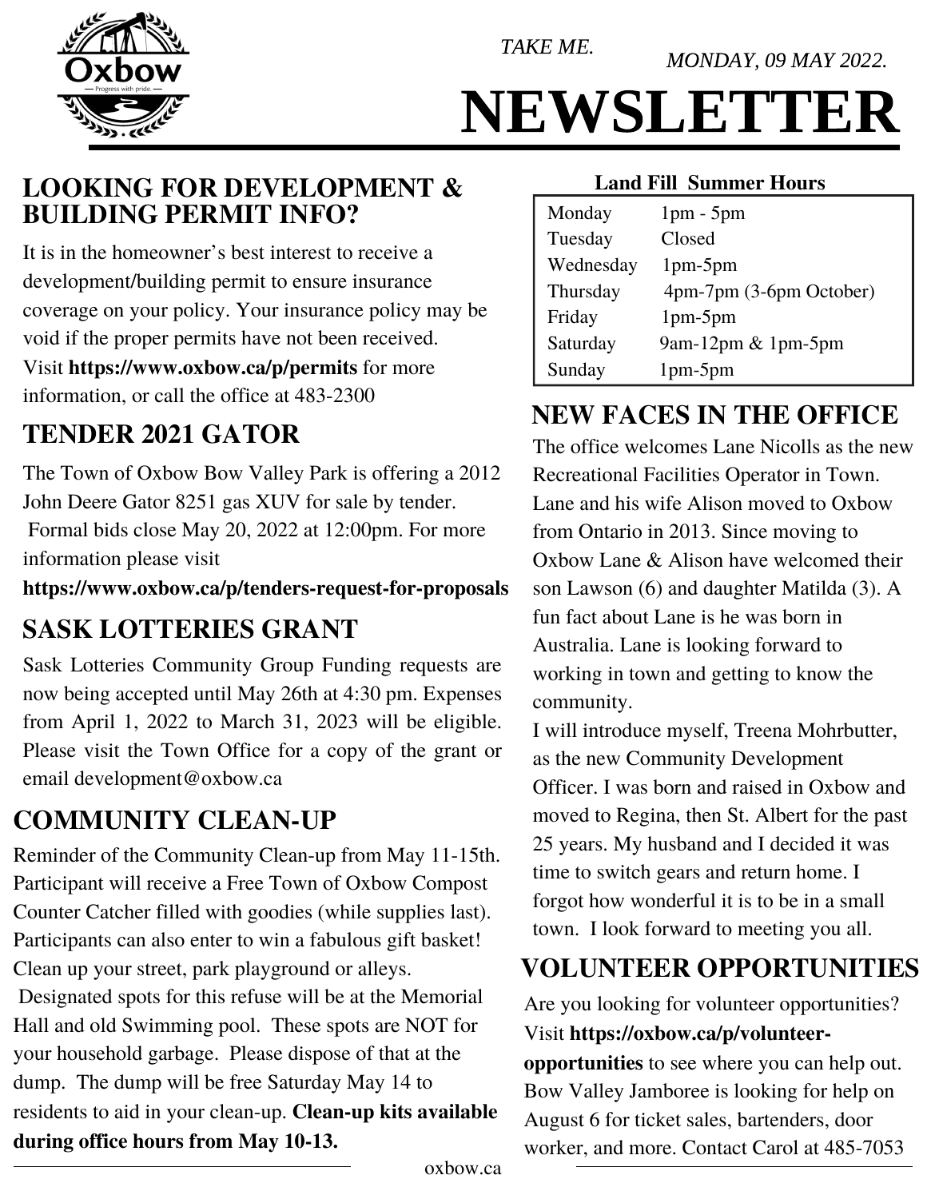*TAKE ME.*

*MONDAY, 09 MAY 2022.*

# NEWSLETTER

## LOOKING FOR DEVELOPMENT & BUILDING PERMIT INFO?

It is in the homeowner's best interest to receive a development/building permit to ensure insurance coverage on your policy. Your insurance policy may be void if the proper permits have not been received. Visit **https://www.oxbow.ca/p/permits** for more information, or call the office at 483-2300

## TENDER 2021 GATOR

The Town of Oxbow Bow Valley Park is offering a 2012 John Deere Gator 8251 gas XUV for sale by tender. Formal bids close May 20, 2022 at 12:00pm. For more information please visit **https://www.oxbow.ca/p/tenders-request-for-proposals**

## SASK LOTTERIES GRANT

Sask Lotteries Community Group Funding requests are now being accepted until May 26th at 4:30 pm. Expenses from April 1, 2022 to March 31, 2023 will be eligible. Please visit the Town Office for a copy of the grant or email development@oxbow.ca

## COMMUNITY CLEAN-UP

Reminder of the Community Clean-up from May 11-15th. Participant will receive a Free Town of Oxbow Compost Counter Catcher filled with goodies (while supplies last). Participants can also enter to win a fabulous gift basket! Clean up your street, park playground or alleys. Designated spots for this refuse will be at the Memorial Hall and old Swimming pool. These spots are NOT for your household garbage. Please dispose of that at the dump. The dump will be free Saturday May 14 to residents to aid in your clean-up. **Clean-up kits available during office hours from May 10-13.**

**Land Fill Summer Hours**

| Day | Hours |
|---|---|
| Monday | 1pm - 5pm |
| Tuesday | Closed |
| Wednesday | 1pm-5pm |
| Thursday | 4pm-7pm (3-6pm October) |
| Friday | 1pm-5pm |
| Saturday | 9am-12pm & 1pm-5pm |
| Sunday | 1pm-5pm |

## NEW FACES IN THE OFFICE

The office welcomes Lane Nicolls as the new Recreational Facilities Operator in Town. Lane and his wife Alison moved to Oxbow from Ontario in 2013. Since moving to Oxbow Lane & Alison have welcomed their son Lawson (6) and daughter Matilda (3). A fun fact about Lane is he was born in Australia. Lane is looking forward to working in town and getting to know the community.

I will introduce myself, Treena Mohrbutter, as the new Community Development Officer. I was born and raised in Oxbow and moved to Regina, then St. Albert for the past 25 years. My husband and I decided it was time to switch gears and return home. I forgot how wonderful it is to be in a small town. I look forward to meeting you all.

## VOLUNTEER OPPORTUNITIES

Are you looking for volunteer opportunities? Visit **https://oxbow.ca/p/volunteer-opportunities** to see where you can help out. Bow Valley Jamboree is looking for help on August 6 for ticket sales, bartenders, door worker, and more. Contact Carol at 485-7053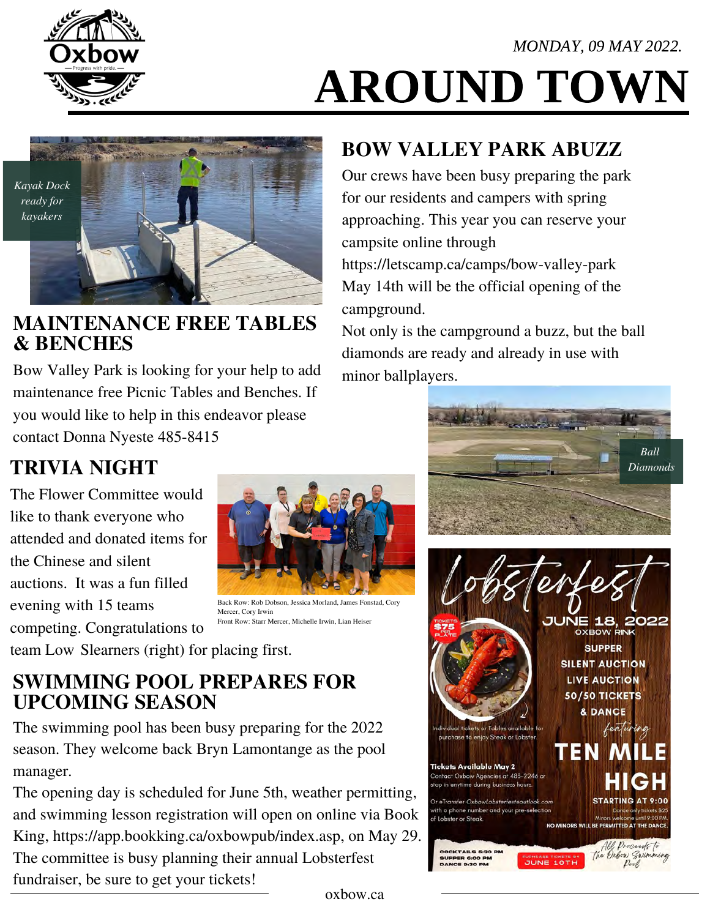MONDAY, 09 MAY 2022.

# AROUND TOWN

*Kayak Dock ready for kayakers*

## MAINTENANCE FREE TABLES & BENCHES

Bow Valley Park is looking for your help to add maintenance free Picnic Tables and Benches. If you would like to help in this endeavor please contact Donna Nyeste 485-8415

## TRIVIA NIGHT

The Flower Committee would like to thank everyone who attended and donated items for the Chinese and silent auctions. It was a fun filled evening with 15 teams competing. Congratulations to team Low Slearners (right) for placing first.

Back Row: Rob Dobson, Jessica Morland, James Fonstad, Cory Mercer, Cory Irwin
Front Row: Starr Mercer, Michelle Irwin, Lian Heiser

## SWIMMING POOL PREPARES FOR UPCOMING SEASON

The swimming pool has been busy preparing for the 2022 season. They welcome back Bryn Lamontange as the pool manager.

The opening day is scheduled for June 5th, weather permitting, and swimming lesson registration will open on online via Book King, https://app.bookking.ca/oxbowpub/index.asp, on May 29. The committee is busy planning their annual Lobsterfest fundraiser, be sure to get your tickets!

## BOW VALLEY PARK ABUZZ

Our crews have been busy preparing the park for our residents and campers with spring approaching. This year you can reserve your campsite online through https://letscamp.ca/camps/bow-valley-park May 14th will be the official opening of the campground.

Not only is the campground a buzz, but the ball diamonds are ready and already in use with minor ballplayers.

*Ball Diamonds*

**Lobsterfest**

JUNE 18, 2022
OXBOW RINK

SUPPER
SILENT AUCTION
LIVE AUCTION
50/50 TICKETS
& DANCE
featuring
TEN MILE HIGH
STARTING AT 9:00

Tickets $75 per plate

Individual tickets or Tables available for purchase to enjoy Steak or Lobster.

Tickets Available May 2
Contact Oxbow Agencies at 485-2246 or stop in anytime during business hours.

Or eTransfer OxbowLobsterfest@outlook.com with a phone number and your pre-selection of Lobster or Steak.

Dance only tickets $25
Minors welcome until 9:00 PM.
NO MINORS WILL BE PERMITTED AT THE DANCE.

COCKTAILS 5:30 PM
SUPPER 6:00 PM
DANCE 9:30 PM

PURCHASE TICKETS BY JUNE 10TH

All Proceeds to the Oxbow Swimming Pool

oxbow.ca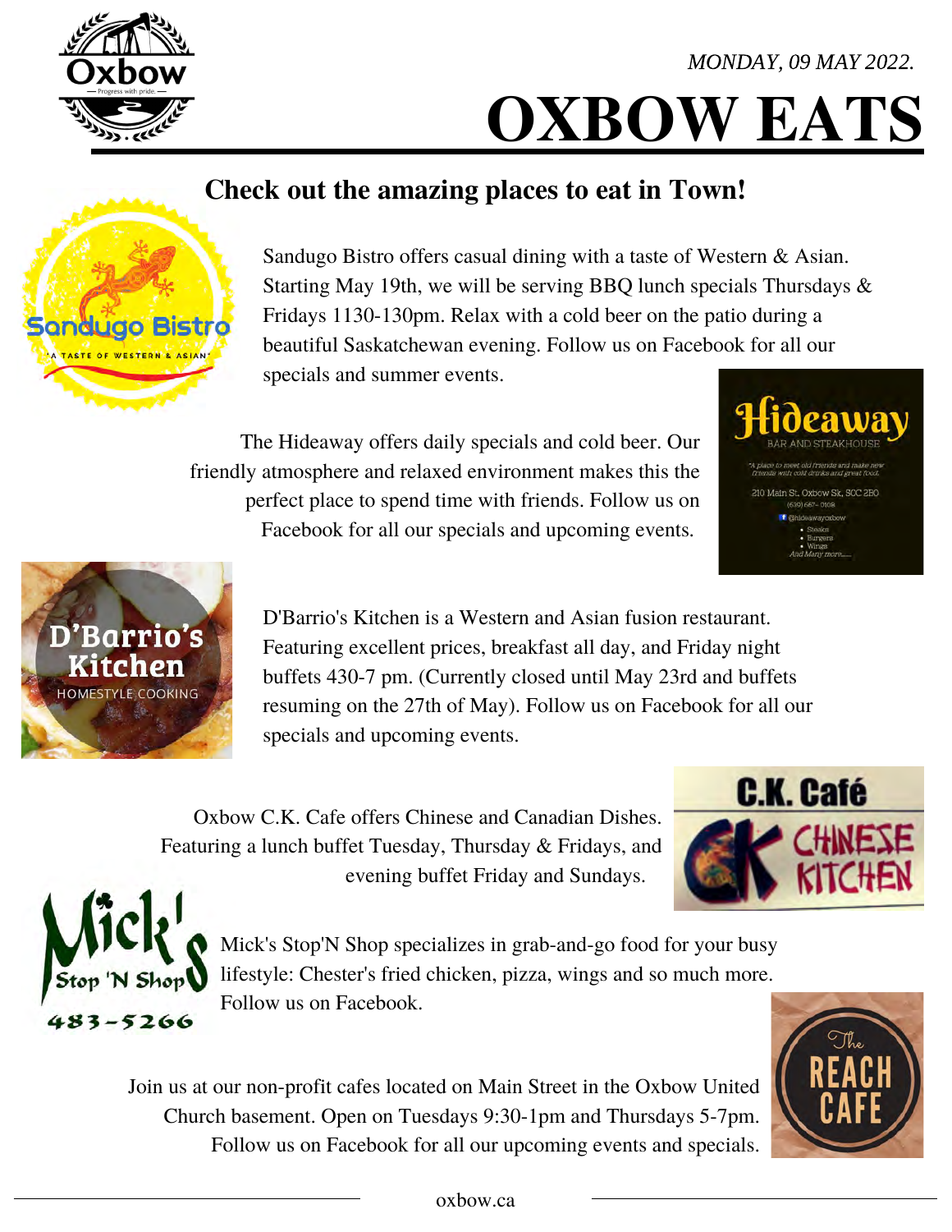MONDAY, 09 MAY 2022.

# OXBOW EATS

## Check out the amazing places to eat in Town!

Sandugo Bistro offers casual dining with a taste of Western & Asian. Starting May 19th, we will be serving BBQ lunch specials Thursdays & Fridays 1130-130pm. Relax with a cold beer on the patio during a beautiful Saskatchewan evening. Follow us on Facebook for all our specials and summer events.

The Hideaway offers daily specials and cold beer. Our friendly atmosphere and relaxed environment makes this the perfect place to spend time with friends. Follow us on Facebook for all our specials and upcoming events.

D'Barrio's Kitchen is a Western and Asian fusion restaurant. Featuring excellent prices, breakfast all day, and Friday night buffets 430-7 pm. (Currently closed until May 23rd and buffets resuming on the 27th of May). Follow us on Facebook for all our specials and upcoming events.

Oxbow C.K. Cafe offers Chinese and Canadian Dishes. Featuring a lunch buffet Tuesday, Thursday & Fridays, and evening buffet Friday and Sundays.

Mick's Stop'N Shop specializes in grab-and-go food for your busy lifestyle: Chester's fried chicken, pizza, wings and so much more. Follow us on Facebook.

Join us at our non-profit cafes located on Main Street in the Oxbow United Church basement. Open on Tuesdays 9:30-1pm and Thursdays 5-7pm. Follow us on Facebook for all our upcoming events and specials.

oxbow.ca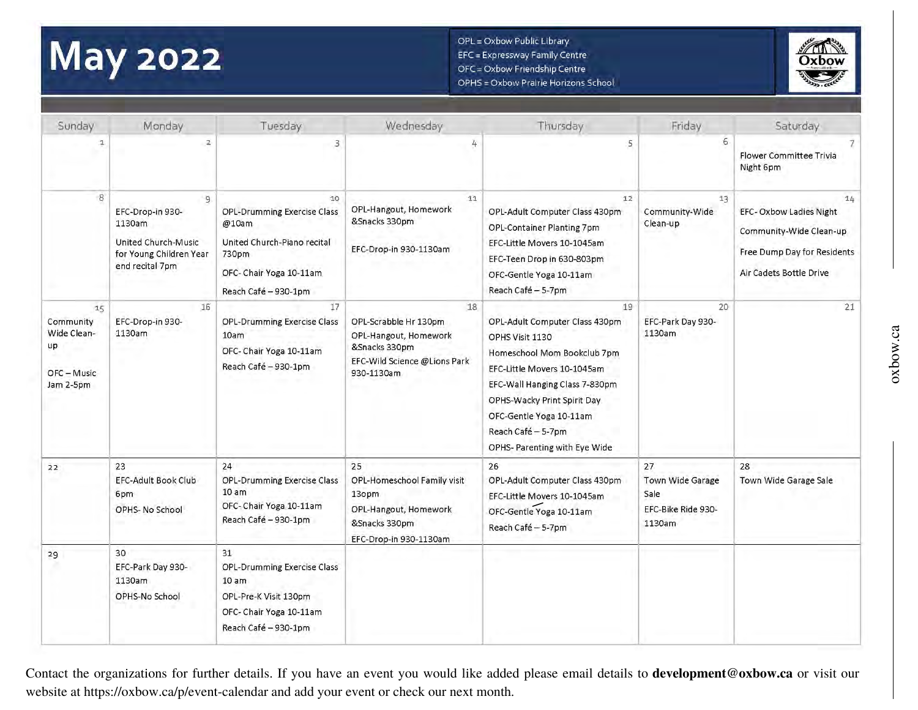# May 2022

OPL = Oxbow Public Library
EFC = Expressway Family Centre
OFC = Oxbow Friendship Centre
OPHS = Oxbow Prairie Horizons School

| Sunday | Monday | Tuesday | Wednesday | Thursday | Friday | Saturday |
|---|---|---|---|---|---|---|
| 1 | 2 | 3 | 4 | 5 | 6 | 7<br>Flower Committee Trivia Night 6pm |
| 8 | 9<br>EFC-Drop-in 930-1130am<br>United Church-Music for Young Children Year end recital 7pm | 10<br>OPL-Drumming Exercise Class @10am<br>United Church-Piano recital 730pm<br>OFC- Chair Yoga 10-11am<br>Reach Café – 930-1pm | 11<br>OPL-Hangout, Homework &Snacks 330pm<br>EFC-Drop-in 930-1130am | 12<br>OPL-Adult Computer Class 430pm<br>OPL-Container Planting 7pm<br>EFC-Little Movers 10-1045am<br>EFC-Teen Drop in 630-803pm<br>OFC-Gentle Yoga 10-11am<br>Reach Café – 5-7pm | 13<br>Community-Wide Clean-up | 14<br>EFC- Oxbow Ladies Night<br>Community-Wide Clean-up<br>Free Dump Day for Residents<br>Air Cadets Bottle Drive |
| 15<br>Community Wide Clean-up<br>OFC – Music Jam 2-5pm | 16<br>EFC-Drop-in 930-1130am | 17<br>OPL-Drumming Exercise Class 10am<br>OFC- Chair Yoga 10-11am<br>Reach Café – 930-1pm | 18<br>OPL-Scrabble Hr 130pm<br>OPL-Hangout, Homework &Snacks 330pm<br>EFC-Wild Science @Lions Park 930-1130am | 19<br>OPL-Adult Computer Class 430pm<br>OPHS Visit 1130<br>Homeschool Mom Bookclub 7pm<br>EFC-Little Movers 10-1045am<br>EFC-Wall Hanging Class 7-830pm<br>OPHS-Wacky Print Spirit Day<br>OFC-Gentle Yoga 10-11am<br>Reach Café – 5-7pm<br>OPHS- Parenting with Eye Wide | 20<br>EFC-Park Day 930-1130am | 21 |
| 22 | 23<br>EFC-Adult Book Club 6pm<br>OPHS- No School | 24<br>OPL-Drumming Exercise Class 10 am<br>OFC- Chair Yoga 10-11am<br>Reach Café – 930-1pm | 25<br>OPL-Homeschool Family visit 13opm<br>OPL-Hangout, Homework &Snacks 330pm<br>EFC-Drop-in 930-1130am | 26<br>OPL-Adult Computer Class 430pm<br>EFC-Little Movers 10-1045am<br>OFC-Gentle Yoga 10-11am<br>Reach Café – 5-7pm | 27<br>Town Wide Garage Sale<br>EFC-Bike Ride 930-1130am | 28<br>Town Wide Garage Sale |
| 29 | 30<br>EFC-Park Day 930-1130am<br>OPHS-No School | 31<br>OPL-Drumming Exercise Class 10 am<br>OPL-Pre-K Visit 130pm<br>OFC- Chair Yoga 10-11am<br>Reach Café – 930-1pm | | | | |

Contact the organizations for further details. If you have an event you would like added please email details to **development@oxbow.ca** or visit our website at https://oxbow.ca/p/event-calendar and add your event or check our next month.